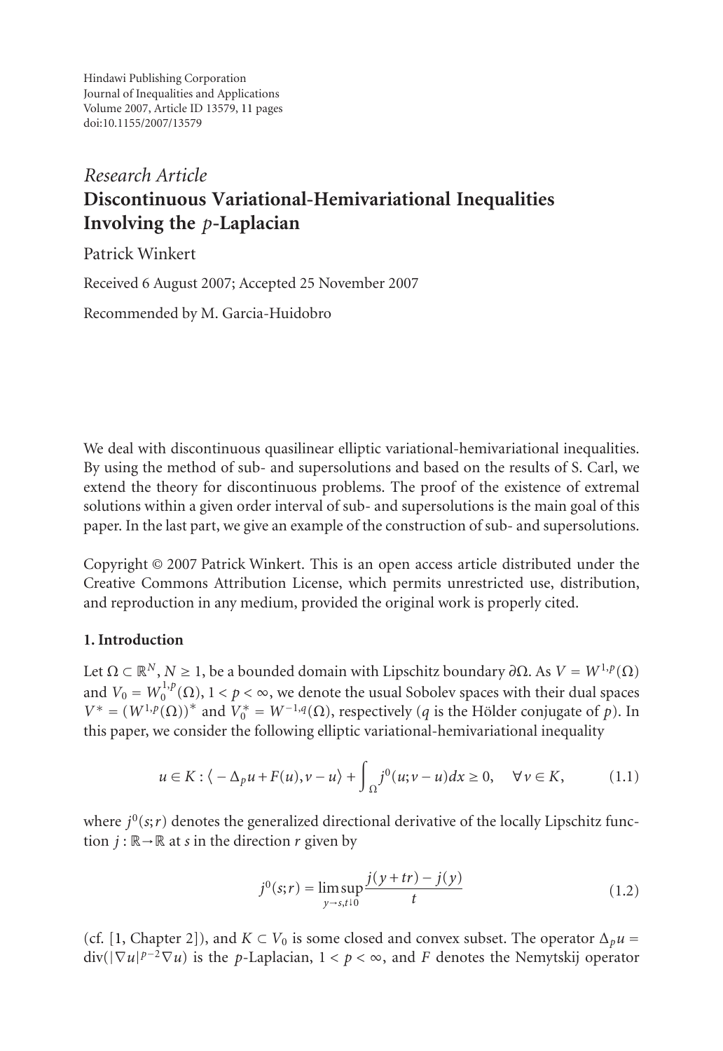Hindawi Publishing Corporation
Journal of Inequalities and Applications
Volume 2007, Article ID 13579, 11 pages
doi:10.1155/2007/13579

*Research Article*

# Discontinuous Variational-Hemivariational Inequalities Involving the $p$-Laplacian

Patrick Winkert

Received 6 August 2007; Accepted 25 November 2007

Recommended by M. Garcia-Huidobro

We deal with discontinuous quasilinear elliptic variational-hemivariational inequalities. By using the method of sub- and supersolutions and based on the results of S. Carl, we extend the theory for discontinuous problems. The proof of the existence of extremal solutions within a given order interval of sub- and supersolutions is the main goal of this paper. In the last part, we give an example of the construction of sub- and supersolutions.

Copyright © 2007 Patrick Winkert. This is an open access article distributed under the Creative Commons Attribution License, which permits unrestricted use, distribution, and reproduction in any medium, provided the original work is properly cited.

## 1. Introduction

Let $\Omega \subset \mathbb{R}^N$, $N \geq 1$, be a bounded domain with Lipschitz boundary $\partial\Omega$. As $V = W^{1,p}(\Omega)$ and $V_0 = W_0^{1,p}(\Omega)$, $1 < p < \infty$, we denote the usual Sobolev spaces with their dual spaces $V^* = (W^{1,p}(\Omega))^*$ and $V_0^* = W^{-1,q}(\Omega)$, respectively ($q$ is the Hölder conjugate of $p$). In this paper, we consider the following elliptic variational-hemivariational inequality

$$u \in K : \langle -\Delta_p u + F(u), v - u \rangle + \int_\Omega j^0(u; v-u)\,dx \geq 0, \quad \forall v \in K, \tag{1.1}$$

where $j^0(s;r)$ denotes the generalized directional derivative of the locally Lipschitz function $j : \mathbb{R} \to \mathbb{R}$ at $s$ in the direction $r$ given by

$$j^0(s;r) = \limsup_{y \to s, t \downarrow 0} \frac{j(y+tr) - j(y)}{t} \tag{1.2}$$

(cf. [1, Chapter 2]), and $K \subset V_0$ is some closed and convex subset. The operator $\Delta_p u = \operatorname{div}(|\nabla u|^{p-2}\nabla u)$ is the $p$-Laplacian, $1 < p < \infty$, and $F$ denotes the Nemytskij operator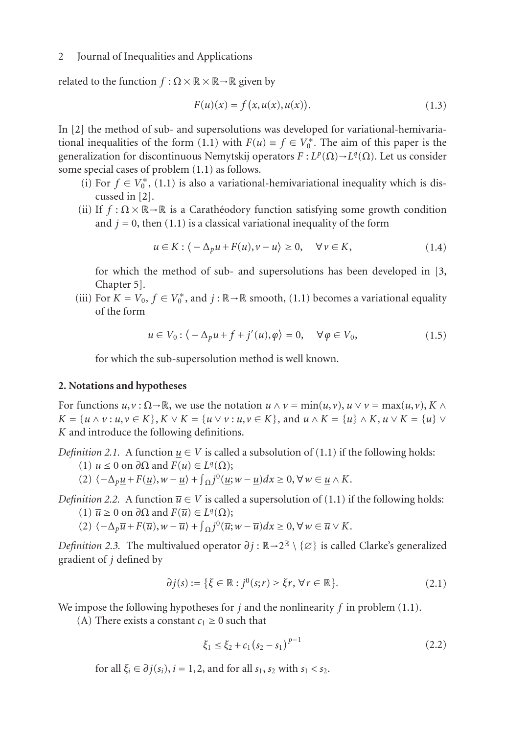related to the function $f : \Omega \times \mathbb{R} \times \mathbb{R} \to \mathbb{R}$ given by

$$F(u)(x) = f(x, u(x), u(x)). \tag{1.3}$$

In [2] the method of sub- and supersolutions was developed for variational-hemivariational inequalities of the form (1.1) with $F(u) \equiv f \in V_0^*$. The aim of this paper is the generalization for discontinuous Nemytskij operators $F : L^p(\Omega) \to L^q(\Omega)$. Let us consider some special cases of problem (1.1) as follows.

(i) For $f \in V_0^*$, (1.1) is also a variational-hemivariational inequality which is discussed in [2].

(ii) If $f : \Omega \times \mathbb{R} \to \mathbb{R}$ is a Carathéodory function satisfying some growth condition and $j = 0$, then (1.1) is a classical variational inequality of the form

$$u \in K : \langle -\Delta_p u + F(u), v - u \rangle \geq 0, \quad \forall v \in K, \tag{1.4}$$

for which the method of sub- and supersolutions has been developed in [3, Chapter 5].

(iii) For $K = V_0$, $f \in V_0^*$, and $j : \mathbb{R} \to \mathbb{R}$ smooth, (1.1) becomes a variational equality of the form

$$u \in V_0 : \langle -\Delta_p u + f + j'(u), \varphi \rangle = 0, \quad \forall \varphi \in V_0, \tag{1.5}$$

for which the sub-supersolution method is well known.

## 2. Notations and hypotheses

For functions $u, v : \Omega \to \mathbb{R}$, we use the notation $u \wedge v = \min(u, v)$, $u \vee v = \max(u, v)$, $K \wedge K = \{u \wedge v : u, v \in K\}$, $K \vee K = \{u \vee v : u, v \in K\}$, and $u \wedge K = \{u\} \wedge K$, $u \vee K = \{u\} \vee K$ and introduce the following definitions.

*Definition 2.1.* A function $\underline{u} \in V$ is called a subsolution of (1.1) if the following holds:

(1) $\underline{u} \leq 0$ on $\partial\Omega$ and $F(\underline{u}) \in L^q(\Omega)$;

(2) $\langle -\Delta_p \underline{u} + F(\underline{u}), w - \underline{u} \rangle + \int_\Omega j^0(\underline{u}; w - \underline{u}) dx \geq 0, \forall w \in \underline{u} \wedge K$.

*Definition 2.2.* A function $\overline{u} \in V$ is called a supersolution of (1.1) if the following holds:

(1) $\overline{u} \geq 0$ on $\partial\Omega$ and $F(\overline{u}) \in L^q(\Omega)$;

(2) $\langle -\Delta_p \overline{u} + F(\overline{u}), w - \overline{u} \rangle + \int_\Omega j^0(\overline{u}; w - \overline{u}) dx \geq 0, \forall w \in \overline{u} \vee K$.

*Definition 2.3.* The multivalued operator $\partial j : \mathbb{R} \to 2^{\mathbb{R}} \setminus \{\varnothing\}$ is called Clarke's generalized gradient of $j$ defined by

$$\partial j(s) := \{\xi \in \mathbb{R} : j^0(s; r) \geq \xi r, \forall r \in \mathbb{R}\}. \tag{2.1}$$

We impose the following hypotheses for $j$ and the nonlinearity $f$ in problem (1.1).

(A) There exists a constant $c_1 \geq 0$ such that

$$\xi_1 \leq \xi_2 + c_1 (s_2 - s_1)^{p-1} \tag{2.2}$$

for all $\xi_i \in \partial j(s_i)$, $i = 1, 2$, and for all $s_1, s_2$ with $s_1 < s_2$.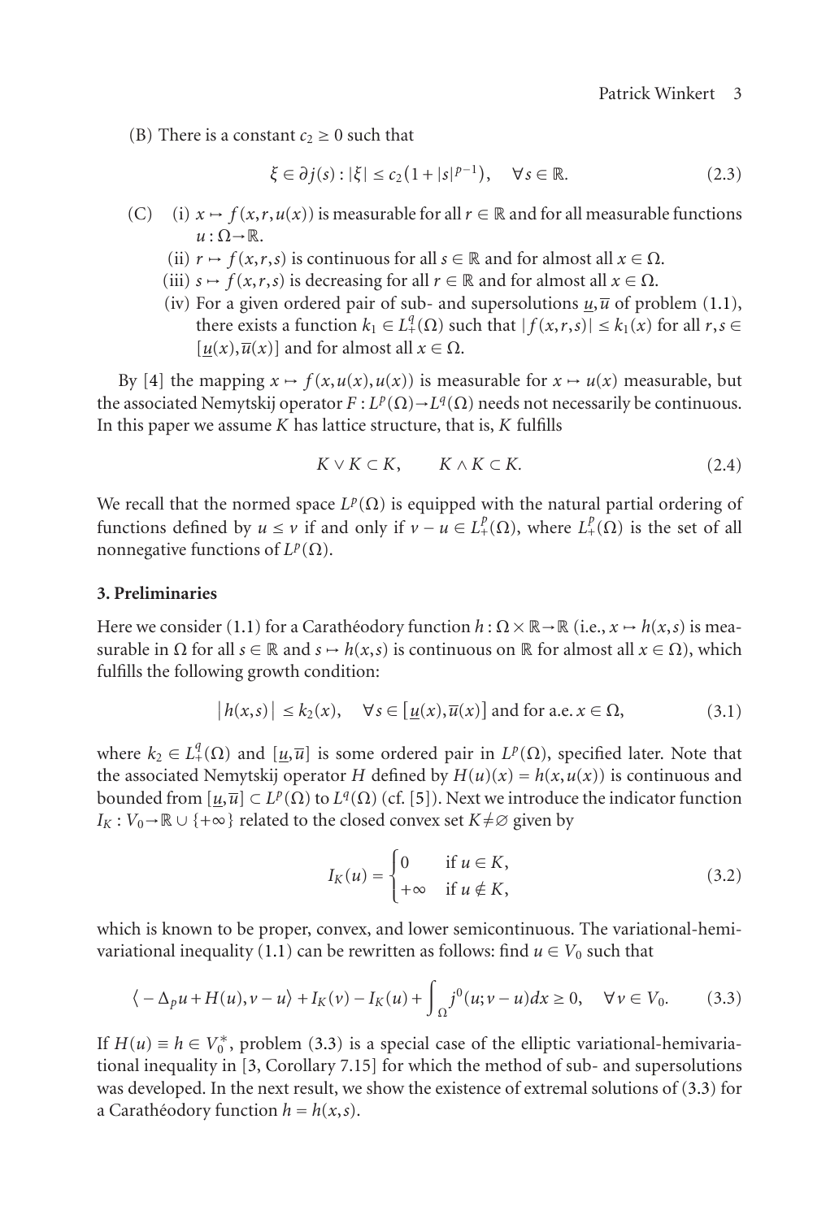(B) There is a constant $c_2 \geq 0$ such that

$$\xi \in \partial j(s) : |\xi| \leq c_2\left(1 + |s|^{p-1}\right), \quad \forall s \in \mathbb{R}. \tag{2.3}$$

(C) (i) $x \mapsto f(x, r, u(x))$ is measurable for all $r \in \mathbb{R}$ and for all measurable functions $u : \Omega \to \mathbb{R}$.

(ii) $r \mapsto f(x, r, s)$ is continuous for all $s \in \mathbb{R}$ and for almost all $x \in \Omega$.

(iii) $s \mapsto f(x, r, s)$ is decreasing for all $r \in \mathbb{R}$ and for almost all $x \in \Omega$.

(iv) For a given ordered pair of sub- and supersolutions $\underline{u}, \overline{u}$ of problem (1.1), there exists a function $k_1 \in L^q_+(\Omega)$ such that $|f(x, r, s)| \leq k_1(x)$ for all $r, s \in [\underline{u}(x), \overline{u}(x)]$ and for almost all $x \in \Omega$.

By [4] the mapping $x \mapsto f(x, u(x), u(x))$ is measurable for $x \mapsto u(x)$ measurable, but the associated Nemytskij operator $F : L^p(\Omega) \to L^q(\Omega)$ needs not necessarily be continuous. In this paper we assume $K$ has lattice structure, that is, $K$ fulfills

$$K \vee K \subset K, \qquad K \wedge K \subset K. \tag{2.4}$$

We recall that the normed space $L^p(\Omega)$ is equipped with the natural partial ordering of functions defined by $u \leq v$ if and only if $v - u \in L^p_+(\Omega)$, where $L^p_+(\Omega)$ is the set of all nonnegative functions of $L^p(\Omega)$.

## 3. Preliminaries

Here we consider (1.1) for a Carathéodory function $h : \Omega \times \mathbb{R} \to \mathbb{R}$ (i.e., $x \mapsto h(x, s)$ is measurable in $\Omega$ for all $s \in \mathbb{R}$ and $s \mapsto h(x, s)$ is continuous on $\mathbb{R}$ for almost all $x \in \Omega$), which fulfills the following growth condition:

$$|h(x, s)| \leq k_2(x), \quad \forall s \in [\underline{u}(x), \overline{u}(x)] \text{ and for a.e. } x \in \Omega, \tag{3.1}$$

where $k_2 \in L^q_+(\Omega)$ and $[\underline{u}, \overline{u}]$ is some ordered pair in $L^p(\Omega)$, specified later. Note that the associated Nemytskij operator $H$ defined by $H(u)(x) = h(x, u(x))$ is continuous and bounded from $[\underline{u}, \overline{u}] \subset L^p(\Omega)$ to $L^q(\Omega)$ (cf. [5]). Next we introduce the indicator function $I_K : V_0 \to \mathbb{R} \cup \{+\infty\}$ related to the closed convex set $K \neq \varnothing$ given by

$$I_K(u) = \begin{cases} 0 & \text{if } u \in K, \\ +\infty & \text{if } u \notin K, \end{cases} \tag{3.2}$$

which is known to be proper, convex, and lower semicontinuous. The variational-hemivariational inequality (1.1) can be rewritten as follows: find $u \in V_0$ such that

$$\langle -\Delta_p u + H(u), v - u \rangle + I_K(v) - I_K(u) + \int_\Omega j^0(u; v - u)\, dx \geq 0, \quad \forall v \in V_0. \tag{3.3}$$

If $H(u) \equiv h \in V_0^*$, problem (3.3) is a special case of the elliptic variational-hemivariational inequality in [3, Corollary 7.15] for which the method of sub- and supersolutions was developed. In the next result, we show the existence of extremal solutions of (3.3) for a Carathéodory function $h = h(x, s)$.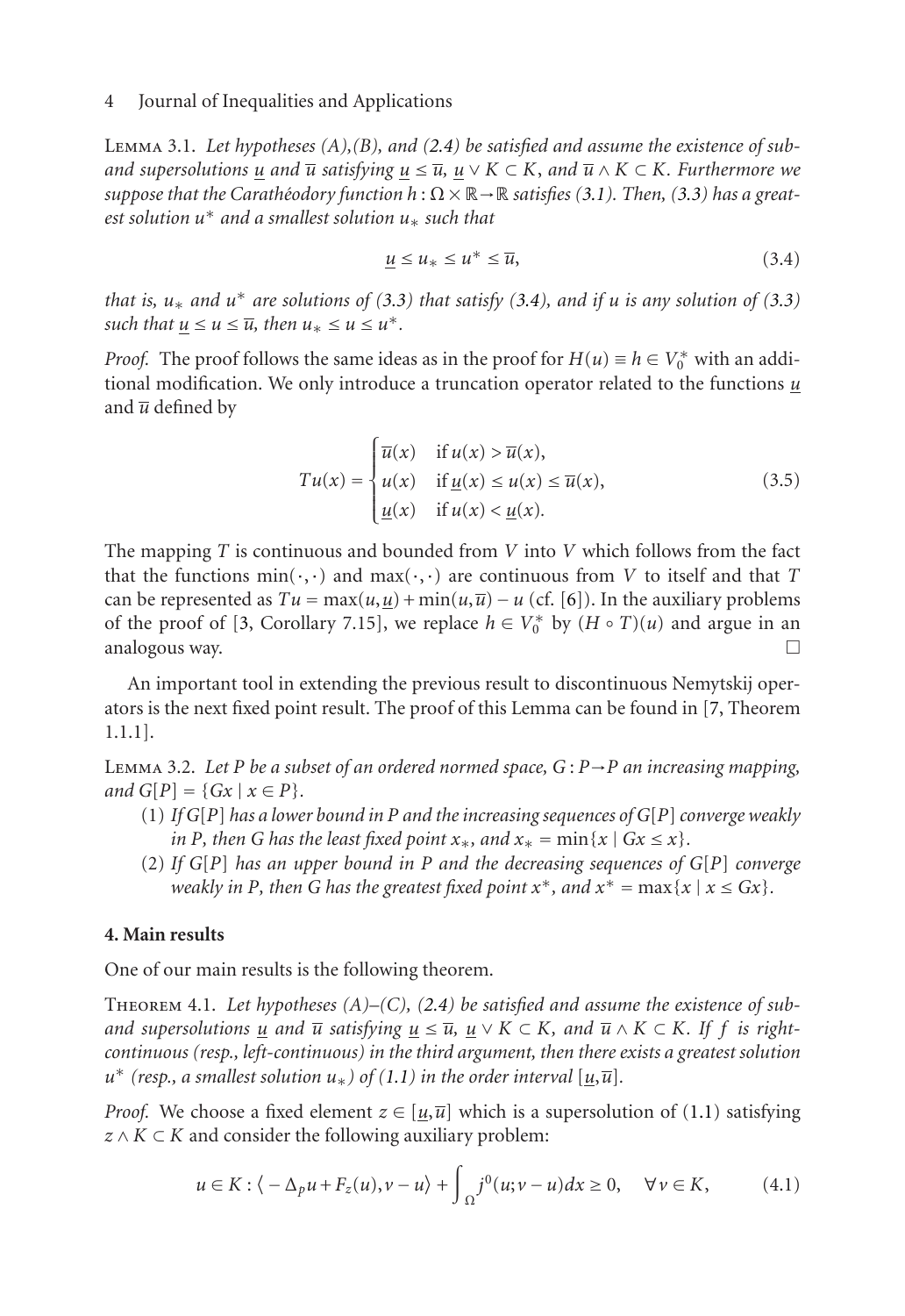Lemma 3.1. *Let hypotheses (A),(B), and (2.4) be satisfied and assume the existence of sub- and supersolutions $\underline{u}$ and $\overline{u}$ satisfying $\underline{u} \leq \overline{u}$, $\underline{u} \vee K \subset K$, and $\overline{u} \wedge K \subset K$. Furthermore we suppose that the Carathéodory function $h : \Omega \times \mathbb{R} \to \mathbb{R}$ satisfies (3.1). Then, (3.3) has a greatest solution $u^*$ and a smallest solution $u_*$ such that*

$$\underline{u} \leq u_* \leq u^* \leq \overline{u}, \tag{3.4}$$

*that is, $u_*$ and $u^*$ are solutions of (3.3) that satisfy (3.4), and if $u$ is any solution of (3.3) such that $\underline{u} \leq u \leq \overline{u}$, then $u_* \leq u \leq u^*$.*

*Proof.* The proof follows the same ideas as in the proof for $H(u) \equiv h \in V_0^*$ with an additional modification. We only introduce a truncation operator related to the functions $\underline{u}$ and $\overline{u}$ defined by

$$Tu(x) = \begin{cases} \overline{u}(x) & \text{if } u(x) > \overline{u}(x), \\ u(x) & \text{if } \underline{u}(x) \leq u(x) \leq \overline{u}(x), \\ \underline{u}(x) & \text{if } u(x) < \underline{u}(x). \end{cases} \tag{3.5}$$

The mapping $T$ is continuous and bounded from $V$ into $V$ which follows from the fact that the functions $\min(\cdot,\cdot)$ and $\max(\cdot,\cdot)$ are continuous from $V$ to itself and that $T$ can be represented as $Tu = \max(u,\underline{u}) + \min(u,\overline{u}) - u$ (cf. [6]). In the auxiliary problems of the proof of [3, Corollary 7.15], we replace $h \in V_0^*$ by $(H \circ T)(u)$ and argue in an analogous way. $\square$

An important tool in extending the previous result to discontinuous Nemytskij operators is the next fixed point result. The proof of this Lemma can be found in [7, Theorem 1.1.1].

Lemma 3.2. *Let $P$ be a subset of an ordered normed space, $G : P \to P$ an increasing mapping, and $G[P] = \{Gx \mid x \in P\}$.*

(1) *If $G[P]$ has a lower bound in $P$ and the increasing sequences of $G[P]$ converge weakly in $P$, then $G$ has the least fixed point $x_*$, and $x_* = \min\{x \mid Gx \leq x\}$.*

(2) *If $G[P]$ has an upper bound in $P$ and the decreasing sequences of $G[P]$ converge weakly in $P$, then $G$ has the greatest fixed point $x^*$, and $x^* = \max\{x \mid x \leq Gx\}$.*

## 4. Main results

One of our main results is the following theorem.

Theorem 4.1. *Let hypotheses (A)–(C), (2.4) be satisfied and assume the existence of sub- and supersolutions $\underline{u}$ and $\overline{u}$ satisfying $\underline{u} \leq \overline{u}$, $\underline{u} \vee K \subset K$, and $\overline{u} \wedge K \subset K$. If $f$ is right-continuous (resp., left-continuous) in the third argument, then there exists a greatest solution $u^*$ (resp., a smallest solution $u_*$) of (1.1) in the order interval $[\underline{u},\overline{u}]$.*

*Proof.* We choose a fixed element $z \in [\underline{u},\overline{u}]$ which is a supersolution of (1.1) satisfying $z \wedge K \subset K$ and consider the following auxiliary problem:

$$u \in K : \langle -\Delta_p u + F_z(u), v - u \rangle + \int_\Omega j^0(u; v - u)\,dx \geq 0, \quad \forall v \in K, \tag{4.1}$$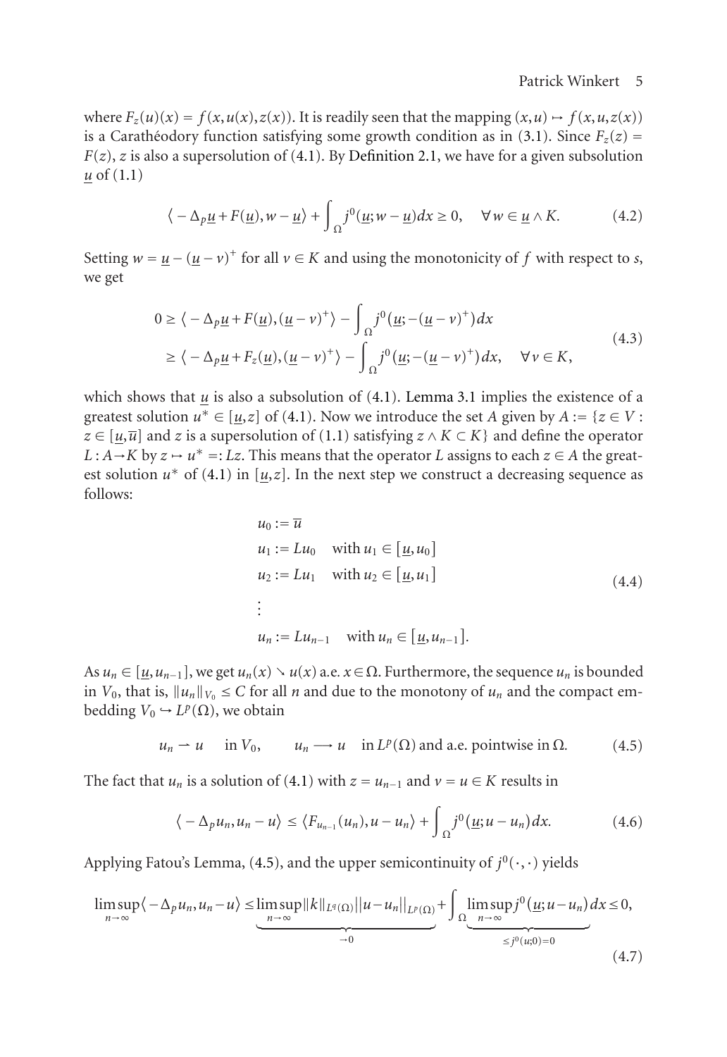where $F_z(u)(x) = f(x, u(x), z(x))$. It is readily seen that the mapping $(x, u) \mapsto f(x, u, z(x))$ is a Carathéodory function satisfying some growth condition as in (3.1). Since $F_z(z) = F(z)$, $z$ is also a supersolution of (4.1). By Definition 2.1, we have for a given subsolution $\underline{u}$ of (1.1)

$$\langle -\Delta_p \underline{u} + F(\underline{u}), w - \underline{u} \rangle + \int_\Omega j^0(\underline{u}; w - \underline{u})dx \geq 0, \quad \forall w \in \underline{u} \wedge K. \tag{4.2}$$

Setting $w = \underline{u} - (\underline{u} - v)^+$ for all $v \in K$ and using the monotonicity of $f$ with respect to $s$, we get

$$\begin{aligned} 0 &\geq \langle -\Delta_p \underline{u} + F(\underline{u}), (\underline{u} - v)^+ \rangle - \int_\Omega j^0(\underline{u}; -(\underline{u} - v)^+)dx \\ &\geq \langle -\Delta_p \underline{u} + F_z(\underline{u}), (\underline{u} - v)^+ \rangle - \int_\Omega j^0(\underline{u}; -(\underline{u} - v)^+)dx, \quad \forall v \in K, \end{aligned} \tag{4.3}$$

which shows that $\underline{u}$ is also a subsolution of (4.1). Lemma 3.1 implies the existence of a greatest solution $u^* \in [\underline{u}, z]$ of (4.1). Now we introduce the set $A$ given by $A := \{z \in V : z \in [\underline{u}, \overline{u}]$ and $z$ is a supersolution of (1.1) satisfying $z \wedge K \subset K\}$ and define the operator $L : A \to K$ by $z \mapsto u^* =: Lz$. This means that the operator $L$ assigns to each $z \in A$ the greatest solution $u^*$ of (4.1) in $[\underline{u}, z]$. In the next step we construct a decreasing sequence as follows:

$$\begin{aligned} & u_0 := \overline{u} \\ & u_1 := Lu_0 \quad \text{with } u_1 \in [\underline{u}, u_0] \\ & u_2 := Lu_1 \quad \text{with } u_2 \in [\underline{u}, u_1] \\ & \vdots \\ & u_n := Lu_{n-1} \quad \text{with } u_n \in [\underline{u}, u_{n-1}]. \end{aligned} \tag{4.4}$$

As $u_n \in [\underline{u}, u_{n-1}]$, we get $u_n(x) \searrow u(x)$ a.e. $x \in \Omega$. Furthermore, the sequence $u_n$ is bounded in $V_0$, that is, $\|u_n\|_{V_0} \leq C$ for all $n$ and due to the monotony of $u_n$ and the compact embedding $V_0 \hookrightarrow L^p(\Omega)$, we obtain

$$u_n \rightharpoonup u \quad \text{in } V_0, \qquad u_n \longrightarrow u \quad \text{in } L^p(\Omega) \text{ and a.e. pointwise in } \Omega. \tag{4.5}$$

The fact that $u_n$ is a solution of (4.1) with $z = u_{n-1}$ and $v = u \in K$ results in

$$\langle -\Delta_p u_n, u_n - u \rangle \leq \langle F_{u_{n-1}}(u_n), u - u_n \rangle + \int_\Omega j^0(\underline{u}; u - u_n)dx. \tag{4.6}$$

Applying Fatou's Lemma, (4.5), and the upper semicontinuity of $j^0(\cdot, \cdot)$ yields

$$\limsup_{n\to\infty} \langle -\Delta_p u_n, u_n - u \rangle \leq \underbrace{\limsup_{n\to\infty} \|k\|_{L^q(\Omega)} \|u - u_n\|_{L^p(\Omega)}}_{\to 0} + \int_\Omega \underbrace{\limsup_{n\to\infty} j^0(\underline{u}; u - u_n)}_{\leq j^0(u;0)=0} dx \leq 0, \tag{4.7}$$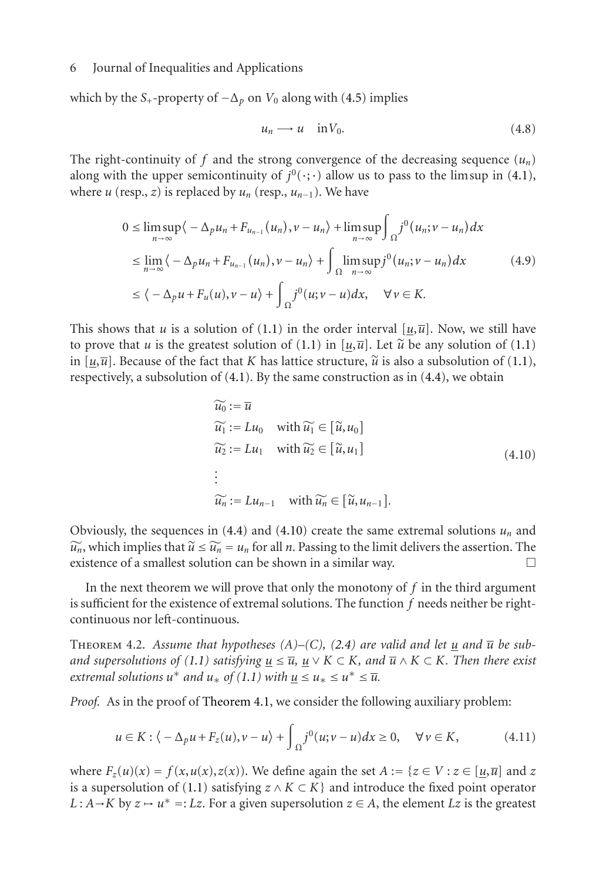which by the $S_+$-property of $-\Delta_p$ on $V_0$ along with (4.5) implies

$$u_n \longrightarrow u \quad \text{in} V_0. \tag{4.8}$$

The right-continuity of $f$ and the strong convergence of the decreasing sequence $(u_n)$ along with the upper semicontinuity of $j^0(\cdot;\cdot)$ allow us to pass to the limsup in (4.1), where $u$ (resp., $z$) is replaced by $u_n$ (resp., $u_{n-1}$). We have

$$\begin{aligned}
0 &\leq \limsup_{n\to\infty} \langle -\Delta_p u_n + F_{u_{n-1}}(u_n), v - u_n\rangle + \limsup_{n\to\infty} \int_\Omega j^0(u_n; v-u_n)\,dx \\
&\leq \lim_{n\to\infty} \langle -\Delta_p u_n + F_{u_{n-1}}(u_n), v - u_n\rangle + \int_\Omega \limsup_{n\to\infty} j^0(u_n; v-u_n)\,dx \\
&\leq \langle -\Delta_p u + F_u(u), v-u\rangle + \int_\Omega j^0(u; v-u)\,dx, \quad \forall v \in K.
\end{aligned} \tag{4.9}$$

This shows that $u$ is a solution of (1.1) in the order interval $[\underline{u},\overline{u}]$. Now, we still have to prove that $u$ is the greatest solution of (1.1) in $[\underline{u},\overline{u}]$. Let $\tilde{u}$ be any solution of (1.1) in $[\underline{u},\overline{u}]$. Because of the fact that $K$ has lattice structure, $\tilde{u}$ is also a subsolution of (1.1), respectively, a subsolution of (4.1). By the same construction as in (4.4), we obtain

$$\begin{aligned}
&\widetilde{u_0} := \overline{u} \\
&\widetilde{u_1} := Lu_0 \quad \text{with}\ \widetilde{u_1} \in [\tilde{u}, u_0] \\
&\widetilde{u_2} := Lu_1 \quad \text{with}\ \widetilde{u_2} \in [\tilde{u}, u_1] \\
&\vdots \\
&\widetilde{u_n} := Lu_{n-1} \quad \text{with}\ \widetilde{u_n} \in [\tilde{u}, u_{n-1}].
\end{aligned} \tag{4.10}$$

Obviously, the sequences in (4.4) and (4.10) create the same extremal solutions $u_n$ and $\widetilde{u_n}$, which implies that $\tilde{u} \leq \widetilde{u_n} = u_n$ for all $n$. Passing to the limit delivers the assertion. The existence of a smallest solution can be shown in a similar way. $\square$

In the next theorem we will prove that only the monotony of $f$ in the third argument is sufficient for the existence of extremal solutions. The function $f$ needs neither be right-continuous nor left-continuous.

**Theorem 4.2.** *Assume that hypotheses (A)–(C), (2.4) are valid and let $\underline{u}$ and $\overline{u}$ be sub- and supersolutions of (1.1) satisfying $\underline{u} \leq \overline{u}$, $\underline{u} \vee K \subset K$, and $\overline{u} \wedge K \subset K$. Then there exist extremal solutions $u^*$ and $u_*$ of (1.1) with $\underline{u} \leq u_* \leq u^* \leq \overline{u}$.*

*Proof.* As in the proof of Theorem 4.1, we consider the following auxiliary problem:

$$u \in K : \langle -\Delta_p u + F_z(u), v-u\rangle + \int_\Omega j^0(u; v-u)\,dx \geq 0, \quad \forall v \in K, \tag{4.11}$$

where $F_z(u)(x) = f(x,u(x),z(x))$. We define again the set $A := \{z \in V : z \in [\underline{u},\overline{u}]$ and $z$ is a supersolution of (1.1) satisfying $z \wedge K \subset K\}$ and introduce the fixed point operator $L : A \to K$ by $z \mapsto u^* =: Lz$. For a given supersolution $z \in A$, the element $Lz$ is the greatest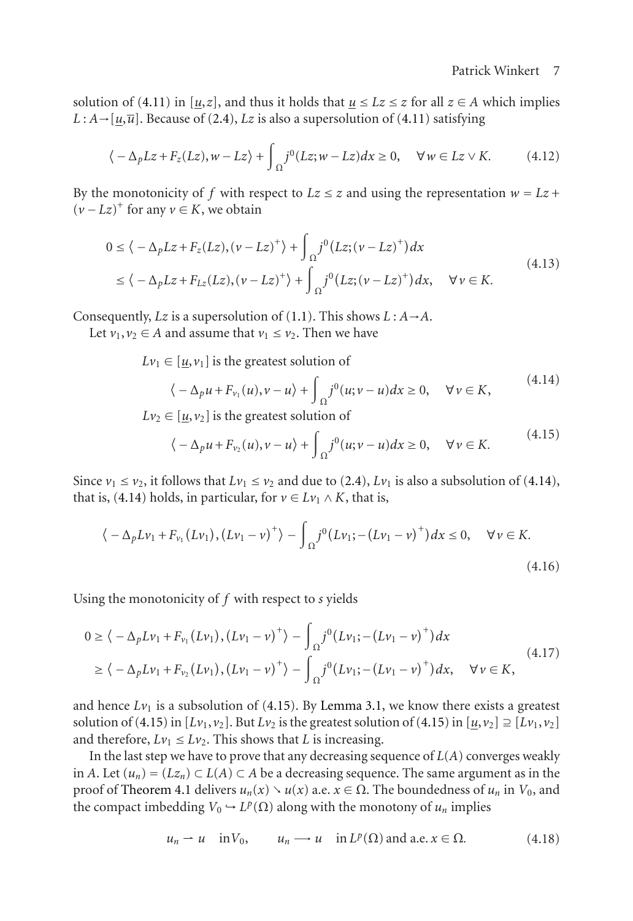solution of (4.11) in $[\underline{u}, z]$, and thus it holds that $\underline{u} \le Lz \le z$ for all $z \in A$ which implies $L : A \to [\underline{u}, \overline{u}]$. Because of (2.4), $Lz$ is also a supersolution of (4.11) satisfying

$$\langle -\Delta_p Lz + F_z(Lz), w - Lz \rangle + \int_\Omega j^0(Lz; w - Lz)\,dx \ge 0, \quad \forall w \in Lz \vee K. \tag{4.12}$$

By the monotonicity of $f$ with respect to $Lz \le z$ and using the representation $w = Lz + (v - Lz)^+$ for any $v \in K$, we obtain

$$\begin{aligned} 0 &\le \langle -\Delta_p Lz + F_z(Lz), (v - Lz)^+ \rangle + \int_\Omega j^0(Lz; (v - Lz)^+)\,dx \\ &\le \langle -\Delta_p Lz + F_{Lz}(Lz), (v - Lz)^+ \rangle + \int_\Omega j^0(Lz; (v - Lz)^+)\,dx, \quad \forall v \in K. \end{aligned} \tag{4.13}$$

Consequently, $Lz$ is a supersolution of (1.1). This shows $L : A \to A$.

Let $v_1, v_2 \in A$ and assume that $v_1 \le v_2$. Then we have

$$\begin{aligned} &Lv_1 \in [\underline{u}, v_1] \text{ is the greatest solution of} \\ &\qquad \langle -\Delta_p u + F_{v_1}(u), v - u \rangle + \int_\Omega j^0(u; v - u)\,dx \ge 0, \quad \forall v \in K, \end{aligned} \tag{4.14}$$

$$\begin{aligned} &Lv_2 \in [\underline{u}, v_2] \text{ is the greatest solution of} \\ &\qquad \langle -\Delta_p u + F_{v_2}(u), v - u \rangle + \int_\Omega j^0(u; v - u)\,dx \ge 0, \quad \forall v \in K. \end{aligned} \tag{4.15}$$

Since $v_1 \le v_2$, it follows that $Lv_1 \le v_2$ and due to (2.4), $Lv_1$ is also a subsolution of (4.14), that is, (4.14) holds, in particular, for $v \in Lv_1 \wedge K$, that is,

$$\langle -\Delta_p Lv_1 + F_{v_1}(Lv_1), (Lv_1 - v)^+ \rangle - \int_\Omega j^0(Lv_1; -(Lv_1 - v)^+)\,dx \le 0, \quad \forall v \in K. \tag{4.16}$$

Using the monotonicity of $f$ with respect to $s$ yields

$$\begin{aligned} 0 &\ge \langle -\Delta_p Lv_1 + F_{v_1}(Lv_1), (Lv_1 - v)^+ \rangle - \int_\Omega j^0(Lv_1; -(Lv_1 - v)^+)\,dx \\ &\ge \langle -\Delta_p Lv_1 + F_{v_2}(Lv_1), (Lv_1 - v)^+ \rangle - \int_\Omega j^0(Lv_1; -(Lv_1 - v)^+)\,dx, \quad \forall v \in K, \end{aligned} \tag{4.17}$$

and hence $Lv_1$ is a subsolution of (4.15). By Lemma 3.1, we know there exists a greatest solution of (4.15) in $[Lv_1, v_2]$. But $Lv_2$ is the greatest solution of (4.15) in $[\underline{u}, v_2] \supseteq [Lv_1, v_2]$ and therefore, $Lv_1 \le Lv_2$. This shows that $L$ is increasing.

In the last step we have to prove that any decreasing sequence of $L(A)$ converges weakly in $A$. Let $(u_n) = (Lz_n) \subset L(A) \subset A$ be a decreasing sequence. The same argument as in the proof of Theorem 4.1 delivers $u_n(x) \searrow u(x)$ a.e. $x \in \Omega$. The boundedness of $u_n$ in $V_0$, and the compact imbedding $V_0 \hookrightarrow L^p(\Omega)$ along with the monotony of $u_n$ implies

$$u_n \rightharpoonup u \quad \text{in } V_0, \qquad u_n \longrightarrow u \quad \text{in } L^p(\Omega) \text{ and a.e. } x \in \Omega. \tag{4.18}$$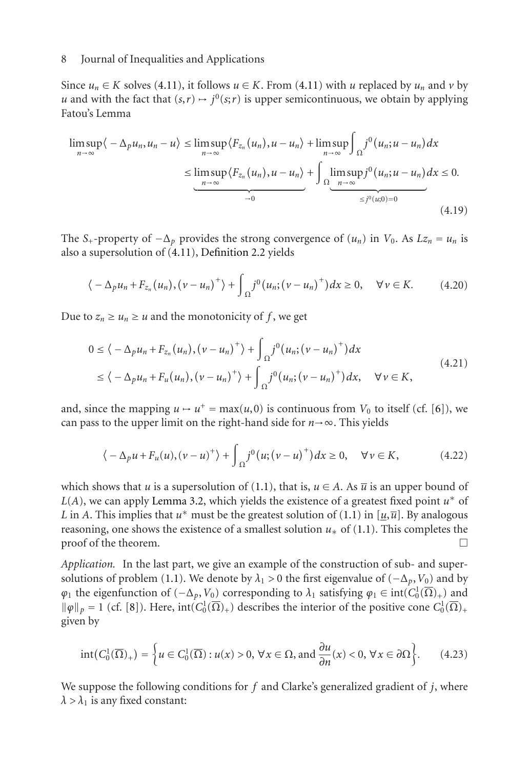Since $u_n \in K$ solves (4.11), it follows $u \in K$. From (4.11) with $u$ replaced by $u_n$ and $v$ by $u$ and with the fact that $(s,r) \mapsto j^0(s;r)$ is upper semicontinuous, we obtain by applying Fatou's Lemma

$$
\begin{aligned}
\limsup_{n\to\infty} \langle -\Delta_p u_n, u_n - u\rangle &\le \limsup_{n\to\infty} \langle F_{z_n}(u_n), u - u_n\rangle + \limsup_{n\to\infty} \int_\Omega j^0(u_n; u - u_n)\,dx \\
&\le \underbrace{\limsup_{n\to\infty} \langle F_{z_n}(u_n), u - u_n\rangle}_{\to 0} + \int_\Omega \underbrace{\limsup_{n\to\infty} j^0(u_n; u - u_n)}_{\le j^0(u;0)=0}\,dx \le 0.
\end{aligned}
\tag{4.19}
$$

The $S_+$-property of $-\Delta_p$ provides the strong convergence of $(u_n)$ in $V_0$. As $Lz_n = u_n$ is also a supersolution of (4.11), Definition 2.2 yields

$$
\langle -\Delta_p u_n + F_{z_n}(u_n), (v-u_n)^+\rangle + \int_\Omega j^0(u_n; (v-u_n)^+)\,dx \ge 0, \quad \forall v \in K. \tag{4.20}
$$

Due to $z_n \ge u_n \ge u$ and the monotonicity of $f$, we get

$$
\begin{aligned}
0 &\le \langle -\Delta_p u_n + F_{z_n}(u_n), (v-u_n)^+\rangle + \int_\Omega j^0(u_n; (v-u_n)^+)\,dx \\
&\le \langle -\Delta_p u_n + F_u(u_n), (v-u_n)^+\rangle + \int_\Omega j^0(u_n; (v-u_n)^+)\,dx, \quad \forall v \in K,
\end{aligned}
\tag{4.21}
$$

and, since the mapping $u \mapsto u^+ = \max(u,0)$ is continuous from $V_0$ to itself (cf. [6]), we can pass to the upper limit on the right-hand side for $n \to \infty$. This yields

$$
\langle -\Delta_p u + F_u(u), (v-u)^+\rangle + \int_\Omega j^0(u; (v-u)^+)\,dx \ge 0, \quad \forall v \in K, \tag{4.22}
$$

which shows that $u$ is a supersolution of (1.1), that is, $u \in A$. As $\overline{u}$ is an upper bound of $L(A)$, we can apply Lemma 3.2, which yields the existence of a greatest fixed point $u^*$ of $L$ in $A$. This implies that $u^*$ must be the greatest solution of (1.1) in $[\underline{u}, \overline{u}]$. By analogous reasoning, one shows the existence of a smallest solution $u_*$ of (1.1). This completes the proof of the theorem. $\square$

*Application.* In the last part, we give an example of the construction of sub- and supersolutions of problem (1.1). We denote by $\lambda_1 > 0$ the first eigenvalue of $(-\Delta_p, V_0)$ and by $\varphi_1$ the eigenfunction of $(-\Delta_p, V_0)$ corresponding to $\lambda_1$ satisfying $\varphi_1 \in \operatorname{int}(C_0^1(\overline{\Omega})_+)$ and $\|\varphi\|_p = 1$ (cf. [8]). Here, $\operatorname{int}(C_0^1(\overline{\Omega})_+)$ describes the interior of the positive cone $C_0^1(\overline{\Omega})_+$ given by

$$
\operatorname{int}(C_0^1(\overline{\Omega})_+) = \left\{ u \in C_0^1(\overline{\Omega}) : u(x) > 0,\ \forall x \in \Omega, \text{ and } \frac{\partial u}{\partial n}(x) < 0,\ \forall x \in \partial\Omega \right\}. \tag{4.23}
$$

We suppose the following conditions for $f$ and Clarke's generalized gradient of $j$, where $\lambda > \lambda_1$ is any fixed constant: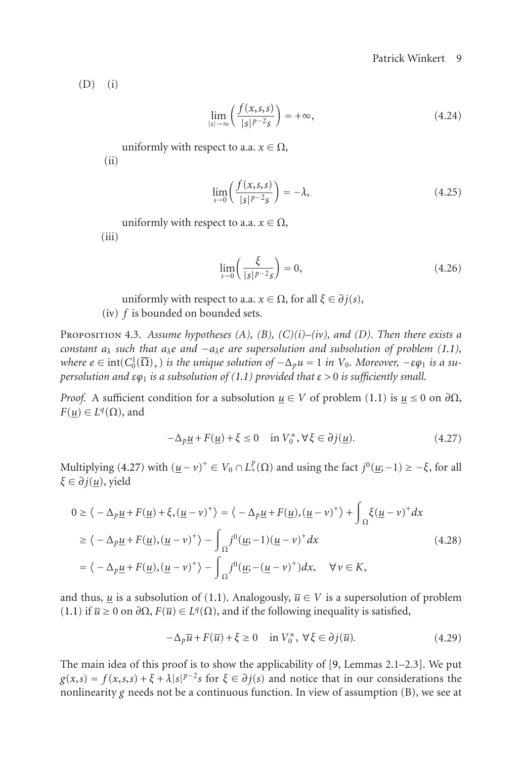(D) (i)

$$\lim_{|s|\to\infty}\left(\frac{f(x,s,s)}{|s|^{p-2}s}\right)=+\infty, \tag{4.24}$$

uniformly with respect to a.a. $x\in\Omega$,

(ii)

$$\lim_{s\to 0}\left(\frac{f(x,s,s)}{|s|^{p-2}s}\right)=-\lambda, \tag{4.25}$$

uniformly with respect to a.a. $x\in\Omega$,

(iii)

$$\lim_{s\to 0}\left(\frac{\xi}{|s|^{p-2}s}\right)=0, \tag{4.26}$$

uniformly with respect to a.a. $x\in\Omega$, for all $\xi\in\partial j(s)$,

(iv) $f$ is bounded on bounded sets.

Proposition 4.3. *Assume hypotheses (A), (B), (C)(i)–(iv), and (D). Then there exists a constant $a_\lambda$ such that $a_\lambda e$ and $-a_\lambda e$ are supersolution and subsolution of problem (1.1), where $e\in \operatorname{int}(C_0^1(\overline{\Omega})_+)$ is the unique solution of $-\Delta_p u=1$ in $V_0$. Moreover, $-\varepsilon\varphi_1$ is a supersolution and $\varepsilon\varphi_1$ is a subsolution of (1.1) provided that $\varepsilon>0$ is sufficiently small.*

*Proof.* A sufficient condition for a subsolution $\underline{u}\in V$ of problem (1.1) is $\underline{u}\le 0$ on $\partial\Omega$, $F(\underline{u})\in L^q(\Omega)$, and

$$-\Delta_p\underline{u}+F(\underline{u})+\xi\le 0\quad \text{in } V_0^*, \forall \xi\in\partial j(\underline{u}). \tag{4.27}$$

Multiplying (4.27) with $(\underline{u}-v)^+\in V_0\cap L_+^p(\Omega)$ and using the fact $j^0(\underline{u};-1)\ge -\xi$, for all $\xi\in\partial j(\underline{u})$, yield

$$\begin{aligned}
0&\ge \left\langle -\Delta_p\underline{u}+F(\underline{u})+\xi,(\underline{u}-v)^+\right\rangle=\left\langle -\Delta_p\underline{u}+F(\underline{u}),(\underline{u}-v)^+\right\rangle+\int_\Omega \xi(\underline{u}-v)^+dx\\
&\ge \left\langle -\Delta_p\underline{u}+F(\underline{u}),(\underline{u}-v)^+\right\rangle-\int_\Omega j^0(\underline{u};-1)(\underline{u}-v)^+dx\\
&=\left\langle -\Delta_p\underline{u}+F(\underline{u}),(\underline{u}-v)^+\right\rangle-\int_\Omega j^0(\underline{u};-(\underline{u}-v)^+)dx,\quad \forall v\in K,
\end{aligned} \tag{4.28}$$

and thus, $\underline{u}$ is a subsolution of (1.1). Analogously, $\overline{u}\in V$ is a supersolution of problem (1.1) if $\overline{u}\ge 0$ on $\partial\Omega$, $F(\overline{u})\in L^q(\Omega)$, and if the following inequality is satisfied,

$$-\Delta_p\overline{u}+F(\overline{u})+\xi\ge 0\quad \text{in } V_0^*,\ \forall \xi\in\partial j(\overline{u}). \tag{4.29}$$

The main idea of this proof is to show the applicability of [9, Lemmas 2.1–2.3]. We put $g(x,s)=f(x,s,s)+\xi+\lambda|s|^{p-2}s$ for $\xi\in\partial j(s)$ and notice that in our considerations the nonlinearity $g$ needs not be a continuous function. In view of assumption (B), we see at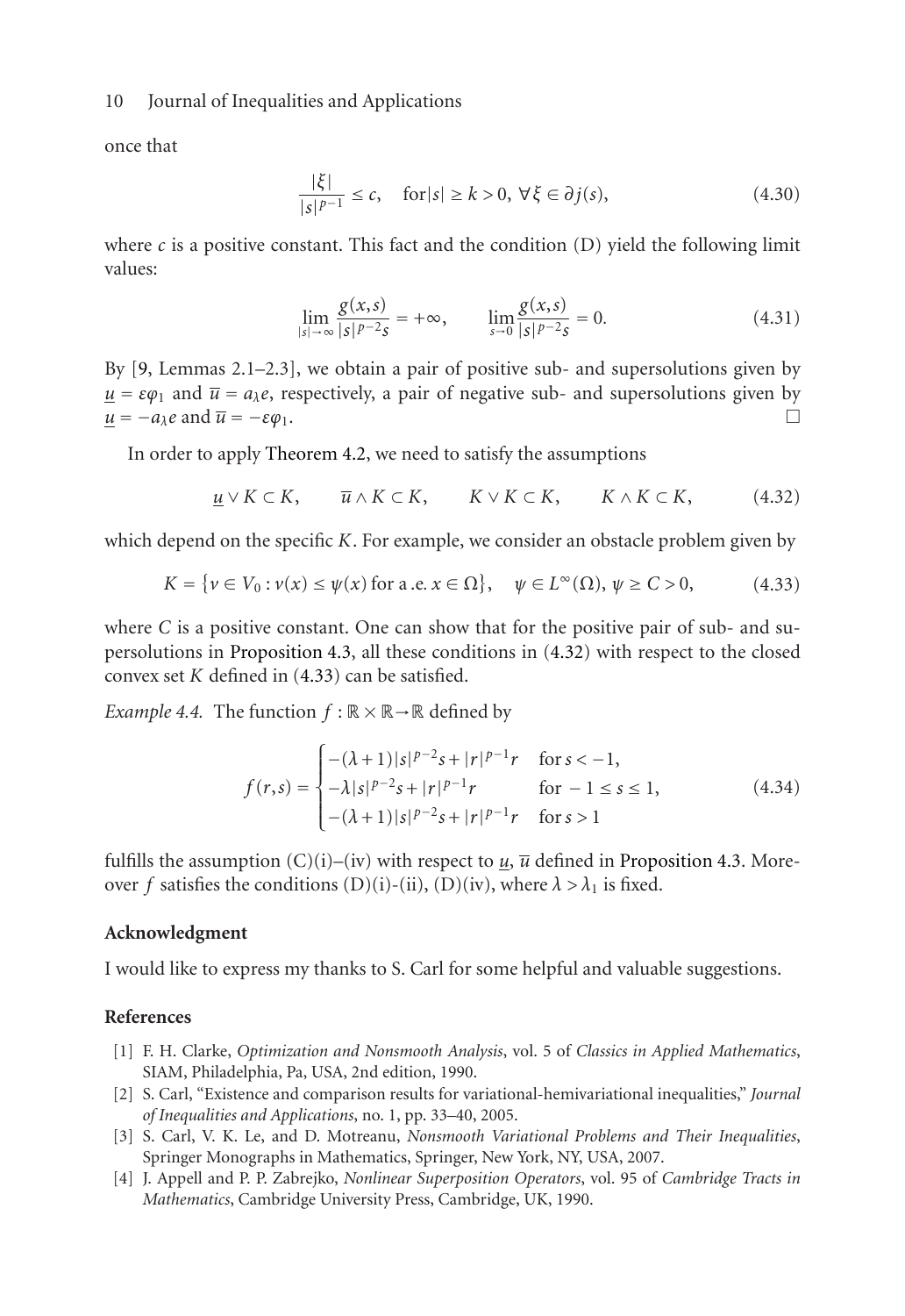once that

$$\frac{|\xi|}{|s|^{p-1}} \leq c, \quad \text{for} |s| \geq k > 0, \ \forall \xi \in \partial j(s), \tag{4.30}$$

where $c$ is a positive constant. This fact and the condition (D) yield the following limit values:

$$\lim_{|s|\to\infty} \frac{g(x,s)}{|s|^{p-2}s} = +\infty, \qquad \lim_{s\to 0} \frac{g(x,s)}{|s|^{p-2}s} = 0. \tag{4.31}$$

By [9, Lemmas 2.1–2.3], we obtain a pair of positive sub- and supersolutions given by $\underline{u} = \varepsilon\varphi_1$ and $\overline{u} = a_\lambda e$, respectively, a pair of negative sub- and supersolutions given by $\underline{u} = -a_\lambda e$ and $\overline{u} = -\varepsilon\varphi_1$. □

In order to apply Theorem 4.2, we need to satisfy the assumptions

$$\underline{u} \vee K \subset K, \qquad \overline{u} \wedge K \subset K, \qquad K \vee K \subset K, \qquad K \wedge K \subset K, \tag{4.32}$$

which depend on the specific $K$. For example, we consider an obstacle problem given by

$$K = \{v \in V_0 : v(x) \leq \psi(x) \text{ for a.e. } x \in \Omega\}, \quad \psi \in L^\infty(\Omega), \ \psi \geq C > 0, \tag{4.33}$$

where $C$ is a positive constant. One can show that for the positive pair of sub- and supersolutions in Proposition 4.3, all these conditions in (4.32) with respect to the closed convex set $K$ defined in (4.33) can be satisfied.

*Example 4.4.* The function $f : \mathbb{R} \times \mathbb{R} \to \mathbb{R}$ defined by

$$f(r,s) = \begin{cases} -(\lambda+1)|s|^{p-2}s + |r|^{p-1}r & \text{for } s < -1, \\ -\lambda|s|^{p-2}s + |r|^{p-1}r & \text{for } -1 \leq s \leq 1, \\ -(\lambda+1)|s|^{p-2}s + |r|^{p-1}r & \text{for } s > 1 \end{cases} \tag{4.34}$$

fulfills the assumption (C)(i)–(iv) with respect to $\underline{u}$, $\overline{u}$ defined in Proposition 4.3. Moreover $f$ satisfies the conditions (D)(i)-(ii), (D)(iv), where $\lambda > \lambda_1$ is fixed.

## Acknowledgment

I would like to express my thanks to S. Carl for some helpful and valuable suggestions.

## References

[1] F. H. Clarke, *Optimization and Nonsmooth Analysis*, vol. 5 of *Classics in Applied Mathematics*, SIAM, Philadelphia, Pa, USA, 2nd edition, 1990.

[2] S. Carl, "Existence and comparison results for variational-hemivariational inequalities," *Journal of Inequalities and Applications*, no. 1, pp. 33–40, 2005.

[3] S. Carl, V. K. Le, and D. Motreanu, *Nonsmooth Variational Problems and Their Inequalities*, Springer Monographs in Mathematics, Springer, New York, NY, USA, 2007.

[4] J. Appell and P. P. Zabrejko, *Nonlinear Superposition Operators*, vol. 95 of *Cambridge Tracts in Mathematics*, Cambridge University Press, Cambridge, UK, 1990.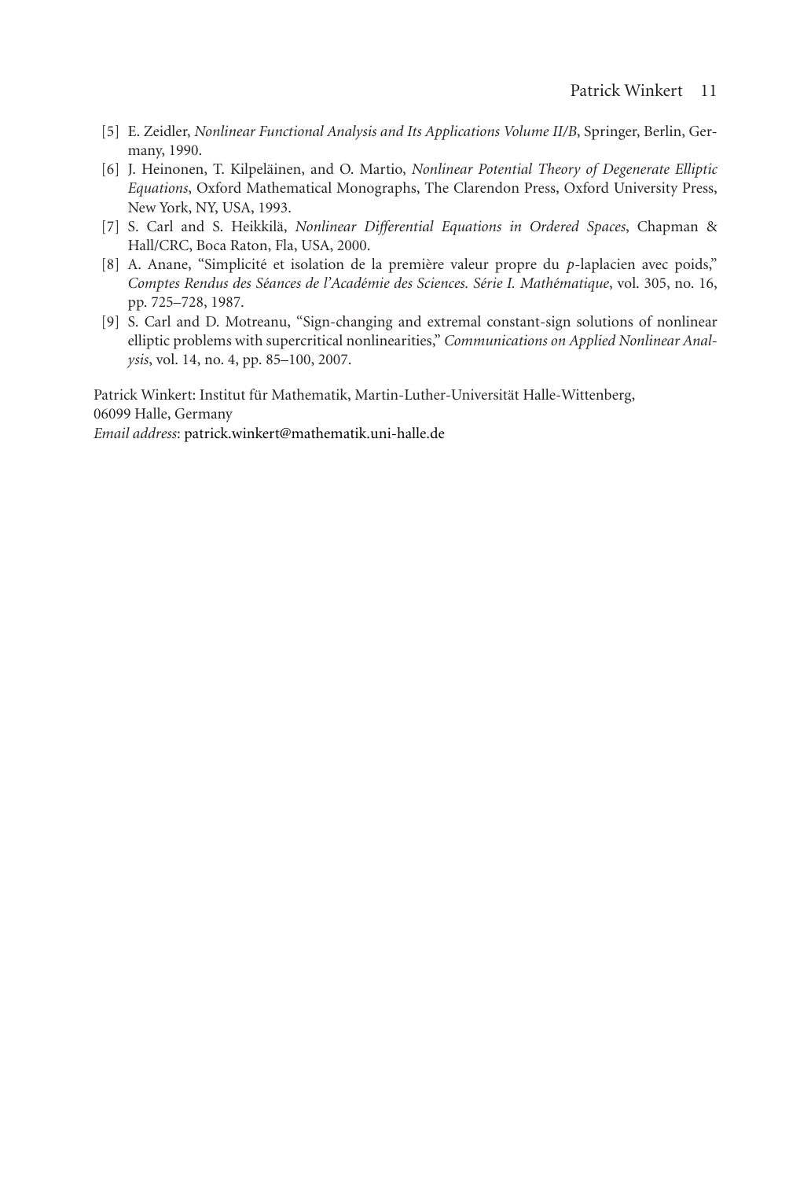[5] E. Zeidler, *Nonlinear Functional Analysis and Its Applications Volume II/B*, Springer, Berlin, Germany, 1990.

[6] J. Heinonen, T. Kilpeläinen, and O. Martio, *Nonlinear Potential Theory of Degenerate Elliptic Equations*, Oxford Mathematical Monographs, The Clarendon Press, Oxford University Press, New York, NY, USA, 1993.

[7] S. Carl and S. Heikkilä, *Nonlinear Differential Equations in Ordered Spaces*, Chapman & Hall/CRC, Boca Raton, Fla, USA, 2000.

[8] A. Anane, "Simplicité et isolation de la première valeur propre du $p$-laplacien avec poids," *Comptes Rendus des Séances de l'Académie des Sciences. Série I. Mathématique*, vol. 305, no. 16, pp. 725–728, 1987.

[9] S. Carl and D. Motreanu, "Sign-changing and extremal constant-sign solutions of nonlinear elliptic problems with supercritical nonlinearities," *Communications on Applied Nonlinear Analysis*, vol. 14, no. 4, pp. 85–100, 2007.

Patrick Winkert: Institut für Mathematik, Martin-Luther-Universität Halle-Wittenberg, 06099 Halle, Germany

*Email address*: patrick.winkert@mathematik.uni-halle.de